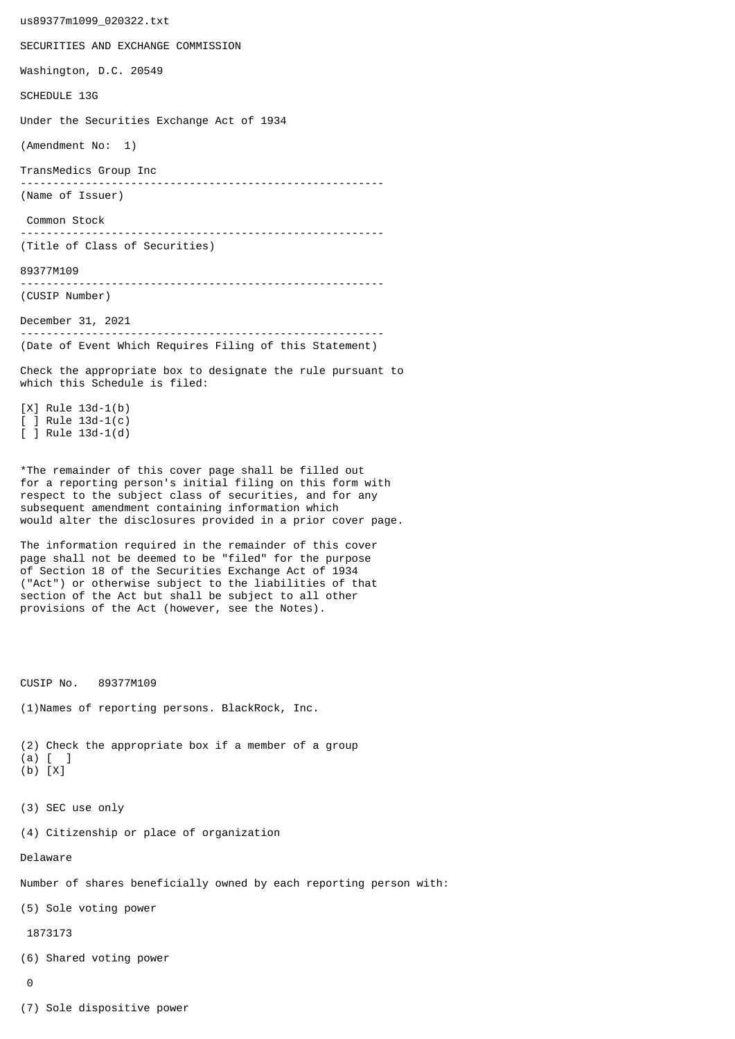us89377m1099_020322.txt

SECURITIES AND EXCHANGE COMMISSION

Washington, D.C. 20549

SCHEDULE 13G

Under the Securities Exchange Act of 1934

(Amendment No: 1)

TransMedics Group Inc

--------------------------------------------------------
(Name of Issuer)

Common Stock

--------------------------------------------------------
(Title of Class of Securities)

89377M109

--------------------------------------------------------
(CUSIP Number)

December 31, 2021

--------------------------------------------------------
(Date of Event Which Requires Filing of this Statement)

Check the appropriate box to designate the rule pursuant to which this Schedule is filed:

[X] Rule 13d-1(b)
[ ] Rule 13d-1(c)
[ ] Rule 13d-1(d)

*The remainder of this cover page shall be filled out for a reporting person's initial filing on this form with respect to the subject class of securities, and for any subsequent amendment containing information which would alter the disclosures provided in a prior cover page.

The information required in the remainder of this cover page shall not be deemed to be "filed" for the purpose of Section 18 of the Securities Exchange Act of 1934 ("Act") or otherwise subject to the liabilities of that section of the Act but shall be subject to all other provisions of the Act (however, see the Notes).

CUSIP No. 89377M109

(1)Names of reporting persons. BlackRock, Inc.

(2) Check the appropriate box if a member of a group
(a) [ ]
(b) [X]

(3) SEC use only

(4) Citizenship or place of organization

Delaware

Number of shares beneficially owned by each reporting person with:

(5) Sole voting power

1873173

(6) Shared voting power

0

(7) Sole dispositive power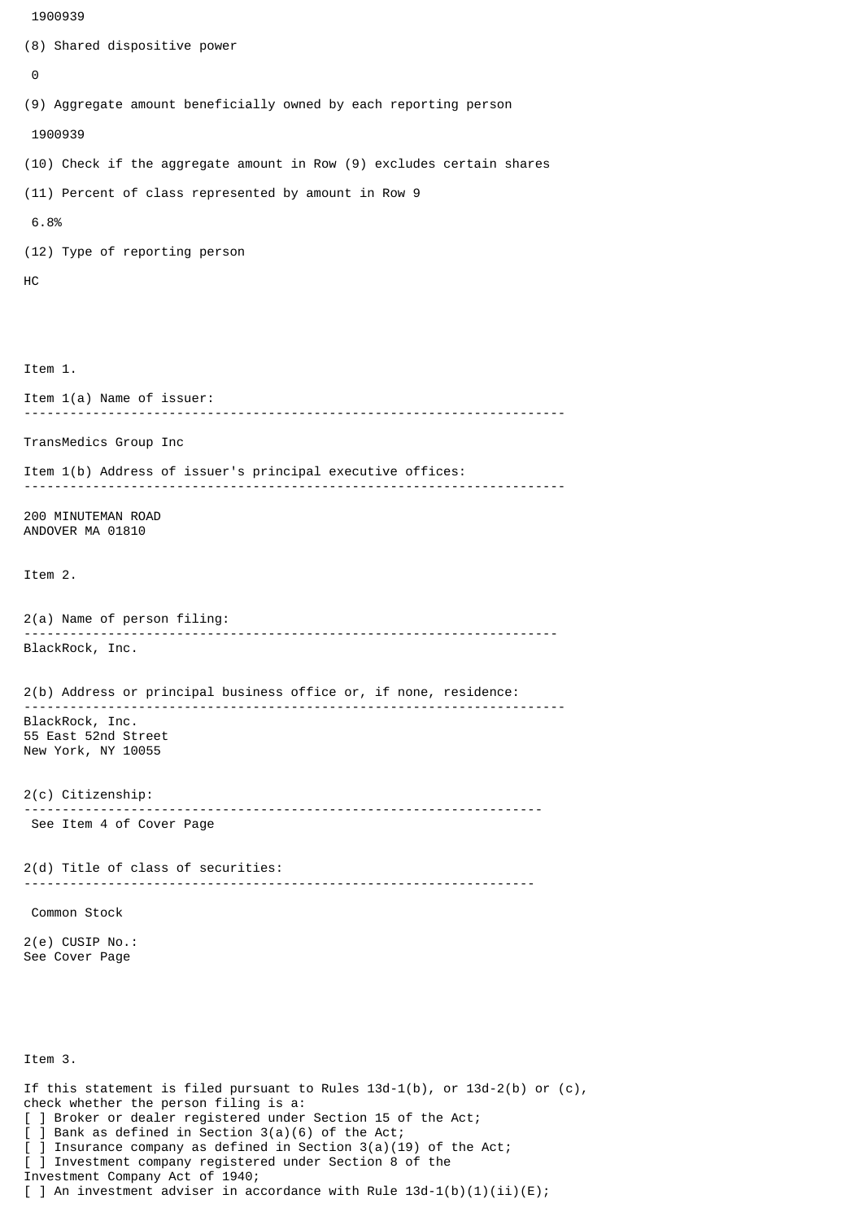1900939

(8) Shared dispositive power

0

(9) Aggregate amount beneficially owned by each reporting person

1900939

(10) Check if the aggregate amount in Row (9) excludes certain shares

(11) Percent of class represented by amount in Row 9

6.8%

(12) Type of reporting person

HC

Item 1.

Item 1(a) Name of issuer:

---

TransMedics Group Inc

Item 1(b) Address of issuer's principal executive offices:

---

200 MINUTEMAN ROAD
ANDOVER MA 01810

Item 2.

2(a) Name of person filing:

---

BlackRock, Inc.

2(b) Address or principal business office or, if none, residence:

---

BlackRock, Inc.
55 East 52nd Street
New York, NY 10055

2(c) Citizenship:

---

See Item 4 of Cover Page

2(d) Title of class of securities:

---

Common Stock

2(e) CUSIP No.:
See Cover Page

Item 3.

If this statement is filed pursuant to Rules 13d-1(b), or 13d-2(b) or (c), check whether the person filing is a:
[ ] Broker or dealer registered under Section 15 of the Act;
[ ] Bank as defined in Section 3(a)(6) of the Act;
[ ] Insurance company as defined in Section 3(a)(19) of the Act;
[ ] Investment company registered under Section 8 of the Investment Company Act of 1940;
[ ] An investment adviser in accordance with Rule 13d-1(b)(1)(ii)(E);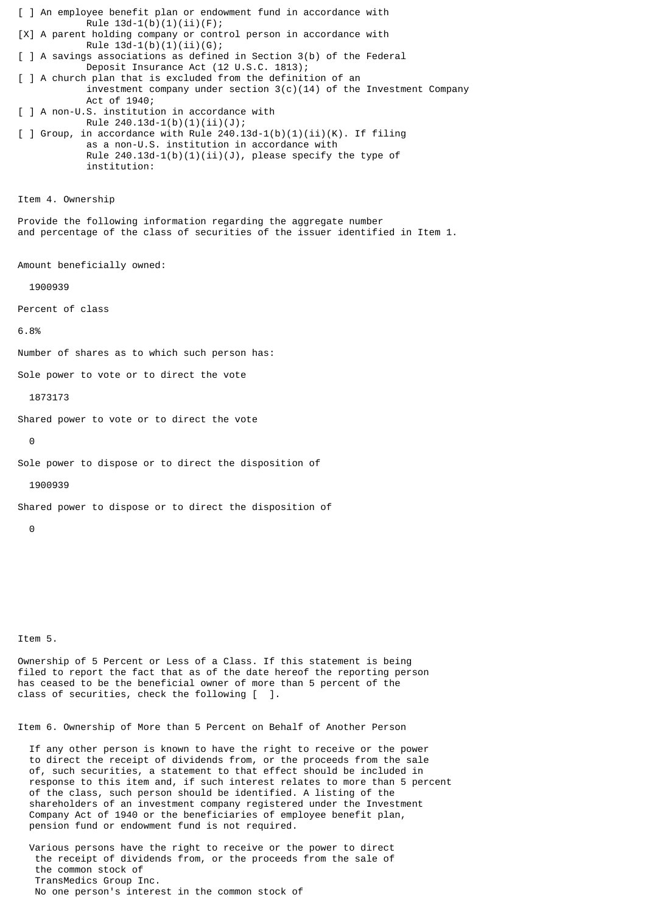[ ] An employee benefit plan or endowment fund in accordance with Rule 13d-1(b)(1)(ii)(F);

[X] A parent holding company or control person in accordance with Rule 13d-1(b)(1)(ii)(G);

[ ] A savings associations as defined in Section 3(b) of the Federal Deposit Insurance Act (12 U.S.C. 1813);

[ ] A church plan that is excluded from the definition of an investment company under section 3(c)(14) of the Investment Company Act of 1940;

[ ] A non-U.S. institution in accordance with Rule 240.13d-1(b)(1)(ii)(J);

[ ] Group, in accordance with Rule 240.13d-1(b)(1)(ii)(K). If filing as a non-U.S. institution in accordance with Rule 240.13d-1(b)(1)(ii)(J), please specify the type of institution:

Item 4. Ownership

Provide the following information regarding the aggregate number and percentage of the class of securities of the issuer identified in Item 1.

Amount beneficially owned:

1900939

Percent of class

6.8%

Number of shares as to which such person has:

Sole power to vote or to direct the vote

1873173

Shared power to vote or to direct the vote

0

Sole power to dispose or to direct the disposition of

1900939

Shared power to dispose or to direct the disposition of

0

Item 5.

Ownership of 5 Percent or Less of a Class. If this statement is being filed to report the fact that as of the date hereof the reporting person has ceased to be the beneficial owner of more than 5 percent of the class of securities, check the following [ ].

Item 6. Ownership of More than 5 Percent on Behalf of Another Person

If any other person is known to have the right to receive or the power to direct the receipt of dividends from, or the proceeds from the sale of, such securities, a statement to that effect should be included in response to this item and, if such interest relates to more than 5 percent of the class, such person should be identified. A listing of the shareholders of an investment company registered under the Investment Company Act of 1940 or the beneficiaries of employee benefit plan, pension fund or endowment fund is not required.

Various persons have the right to receive or the power to direct the receipt of dividends from, or the proceeds from the sale of the common stock of TransMedics Group Inc. No one person's interest in the common stock of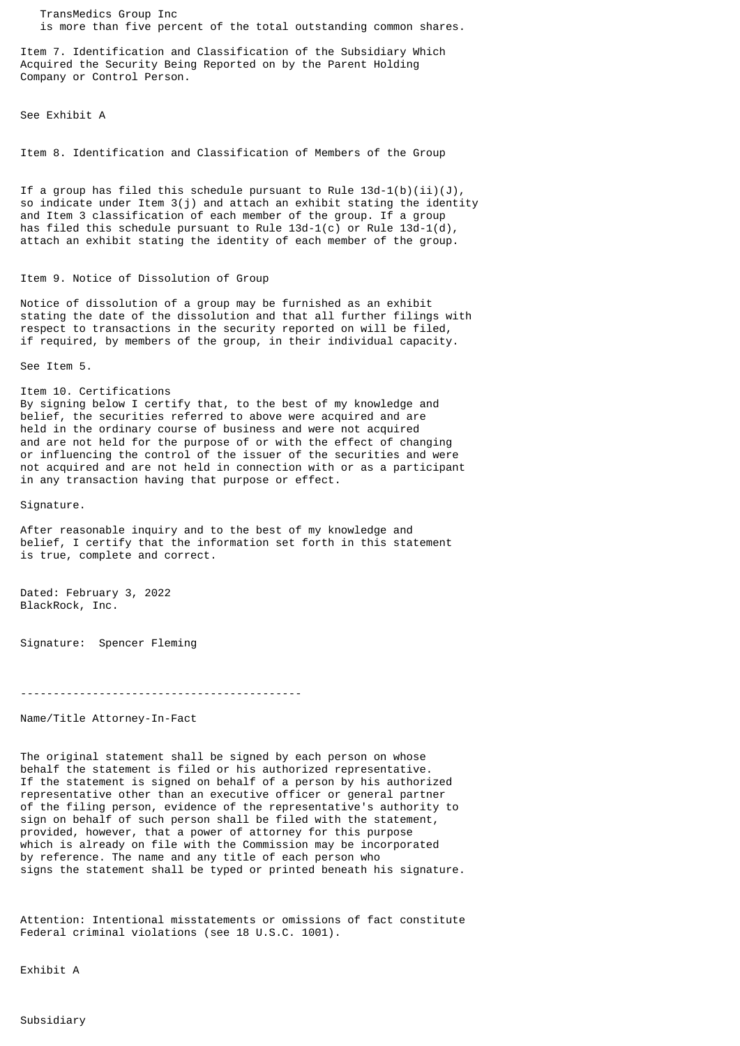TransMedics Group Inc
is more than five percent of the total outstanding common shares.

Item 7. Identification and Classification of the Subsidiary Which Acquired the Security Being Reported on by the Parent Holding Company or Control Person.

See Exhibit A

Item 8. Identification and Classification of Members of the Group

If a group has filed this schedule pursuant to Rule 13d-1(b)(ii)(J), so indicate under Item 3(j) and attach an exhibit stating the identity and Item 3 classification of each member of the group. If a group has filed this schedule pursuant to Rule 13d-1(c) or Rule 13d-1(d), attach an exhibit stating the identity of each member of the group.

Item 9. Notice of Dissolution of Group

Notice of dissolution of a group may be furnished as an exhibit stating the date of the dissolution and that all further filings with respect to transactions in the security reported on will be filed, if required, by members of the group, in their individual capacity.

See Item 5.

Item 10. Certifications
By signing below I certify that, to the best of my knowledge and belief, the securities referred to above were acquired and are held in the ordinary course of business and were not acquired and are not held for the purpose of or with the effect of changing or influencing the control of the issuer of the securities and were not acquired and are not held in connection with or as a participant in any transaction having that purpose or effect.

Signature.

After reasonable inquiry and to the best of my knowledge and belief, I certify that the information set forth in this statement is true, complete and correct.

Dated: February 3, 2022
BlackRock, Inc.

Signature: Spencer Fleming

-------------------------------------------

Name/Title Attorney-In-Fact

The original statement shall be signed by each person on whose behalf the statement is filed or his authorized representative. If the statement is signed on behalf of a person by his authorized representative other than an executive officer or general partner of the filing person, evidence of the representative's authority to sign on behalf of such person shall be filed with the statement, provided, however, that a power of attorney for this purpose which is already on file with the Commission may be incorporated by reference. The name and any title of each person who signs the statement shall be typed or printed beneath his signature.

Attention: Intentional misstatements or omissions of fact constitute Federal criminal violations (see 18 U.S.C. 1001).

Exhibit A

Subsidiary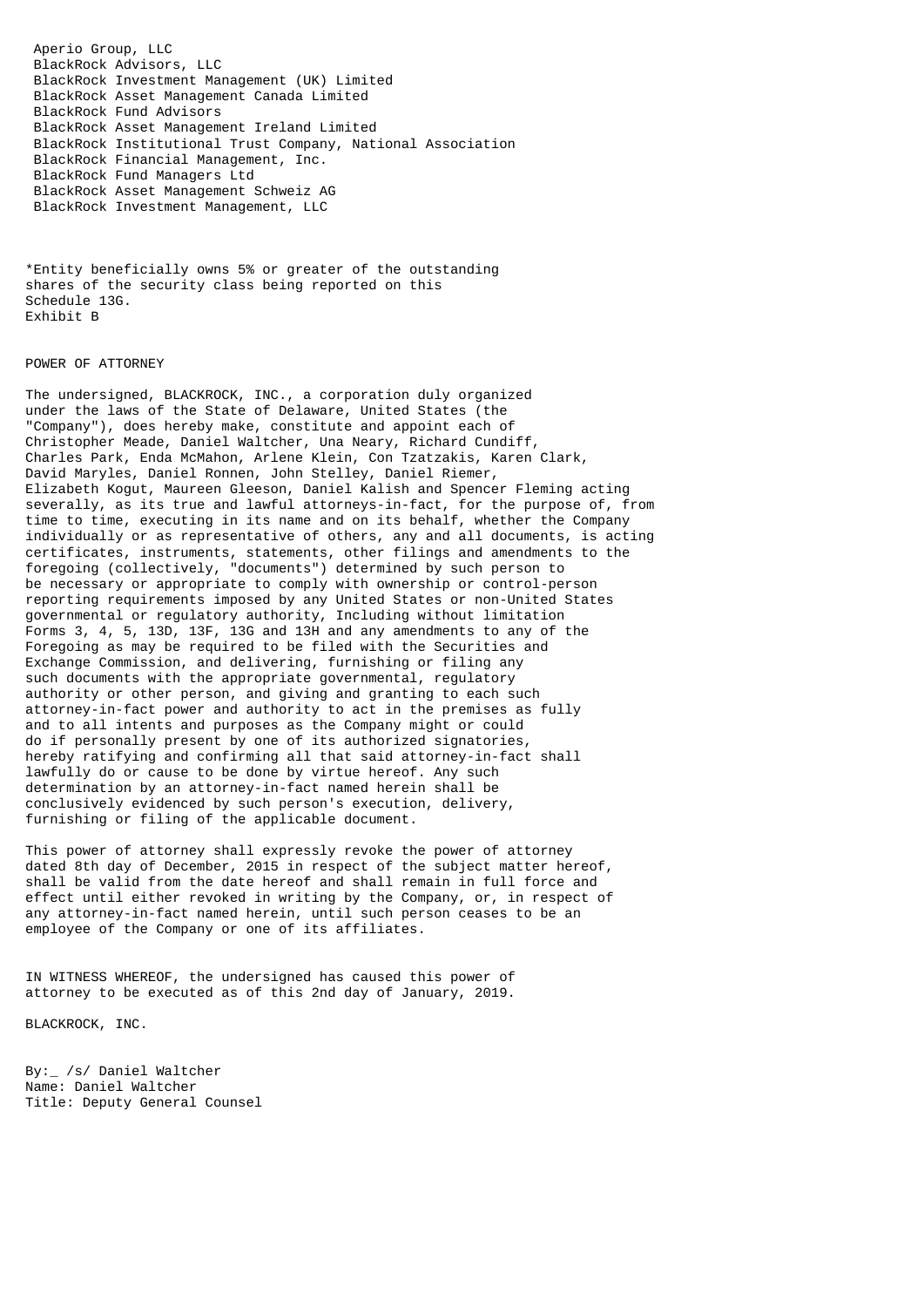Aperio Group, LLC
BlackRock Advisors, LLC
BlackRock Investment Management (UK) Limited
BlackRock Asset Management Canada Limited
BlackRock Fund Advisors
BlackRock Asset Management Ireland Limited
BlackRock Institutional Trust Company, National Association
BlackRock Financial Management, Inc.
BlackRock Fund Managers Ltd
BlackRock Asset Management Schweiz AG
BlackRock Investment Management, LLC

*Entity beneficially owns 5% or greater of the outstanding shares of the security class being reported on this Schedule 13G.

Exhibit B

POWER OF ATTORNEY

The undersigned, BLACKROCK, INC., a corporation duly organized under the laws of the State of Delaware, United States (the "Company"), does hereby make, constitute and appoint each of Christopher Meade, Daniel Waltcher, Una Neary, Richard Cundiff, Charles Park, Enda McMahon, Arlene Klein, Con Tzatzakis, Karen Clark, David Maryles, Daniel Ronnen, John Stelley, Daniel Riemer, Elizabeth Kogut, Maureen Gleeson, Daniel Kalish and Spencer Fleming acting severally, as its true and lawful attorneys-in-fact, for the purpose of, from time to time, executing in its name and on its behalf, whether the Company individually or as representative of others, any and all documents, is acting certificates, instruments, statements, other filings and amendments to the foregoing (collectively, "documents") determined by such person to be necessary or appropriate to comply with ownership or control-person reporting requirements imposed by any United States or non-United States governmental or regulatory authority, Including without limitation Forms 3, 4, 5, 13D, 13F, 13G and 13H and any amendments to any of the Foregoing as may be required to be filed with the Securities and Exchange Commission, and delivering, furnishing or filing any such documents with the appropriate governmental, regulatory authority or other person, and giving and granting to each such attorney-in-fact power and authority to act in the premises as fully and to all intents and purposes as the Company might or could do if personally present by one of its authorized signatories, hereby ratifying and confirming all that said attorney-in-fact shall lawfully do or cause to be done by virtue hereof. Any such determination by an attorney-in-fact named herein shall be conclusively evidenced by such person's execution, delivery, furnishing or filing of the applicable document.

This power of attorney shall expressly revoke the power of attorney dated 8th day of December, 2015 in respect of the subject matter hereof, shall be valid from the date hereof and shall remain in full force and effect until either revoked in writing by the Company, or, in respect of any attorney-in-fact named herein, until such person ceases to be an employee of the Company or one of its affiliates.

IN WITNESS WHEREOF, the undersigned has caused this power of attorney to be executed as of this 2nd day of January, 2019.

BLACKROCK, INC.

By:_ /s/ Daniel Waltcher
Name: Daniel Waltcher
Title: Deputy General Counsel